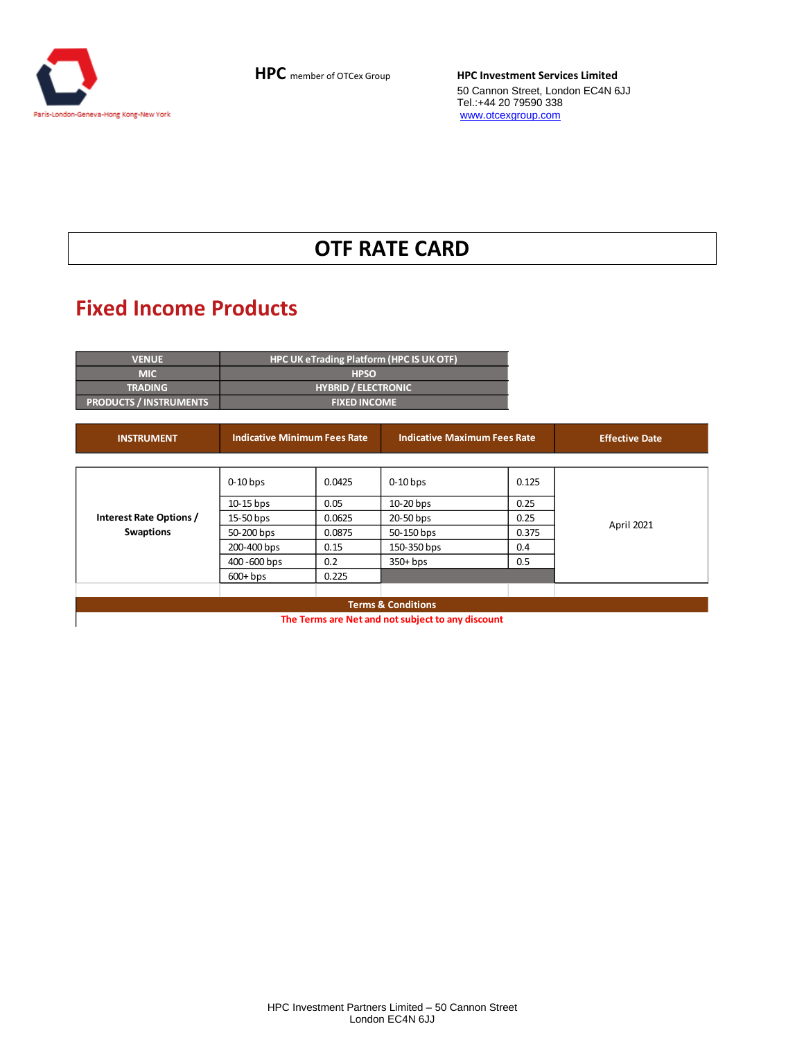**HPC** member of OTCex Group

**HPC Investment Services Limited**
50 Cannon Street, London EC4N 6JJ
Tel.:+44 20 79590 338
www.otcexgroup.com

Paris-London-Geneva-Hong Kong-New York

# OTF RATE CARD

## Fixed Income Products

| VENUE | HPC UK eTrading Platform (HPC IS UK OTF) |
|---|---|
| MIC | HPSO |
| TRADING | HYBRID / ELECTRONIC |
| PRODUCTS / INSTRUMENTS | FIXED INCOME |

| INSTRUMENT | Indicative Minimum Fees Rate | | Indicative Maximum Fees Rate | | Effective Date |
|---|---|---|---|---|---|
| Interest Rate Options / Swaptions | 0-10 bps | 0.0425 | 0-10 bps | 0.125 | April 2021 |
| | 10-15 bps | 0.05 | 10-20 bps | 0.25 | |
| | 15-50 bps | 0.0625 | 20-50 bps | 0.25 | |
| | 50-200 bps | 0.0875 | 50-150 bps | 0.375 | |
| | 200-400 bps | 0.15 | 150-350 bps | 0.4 | |
| | 400 -600 bps | 0.2 | 350+ bps | 0.5 | |
| | 600+ bps | 0.225 | | | |

**Terms & Conditions**

The Terms are Net and not subject to any discount

HPC Investment Partners Limited – 50 Cannon Street
London EC4N 6JJ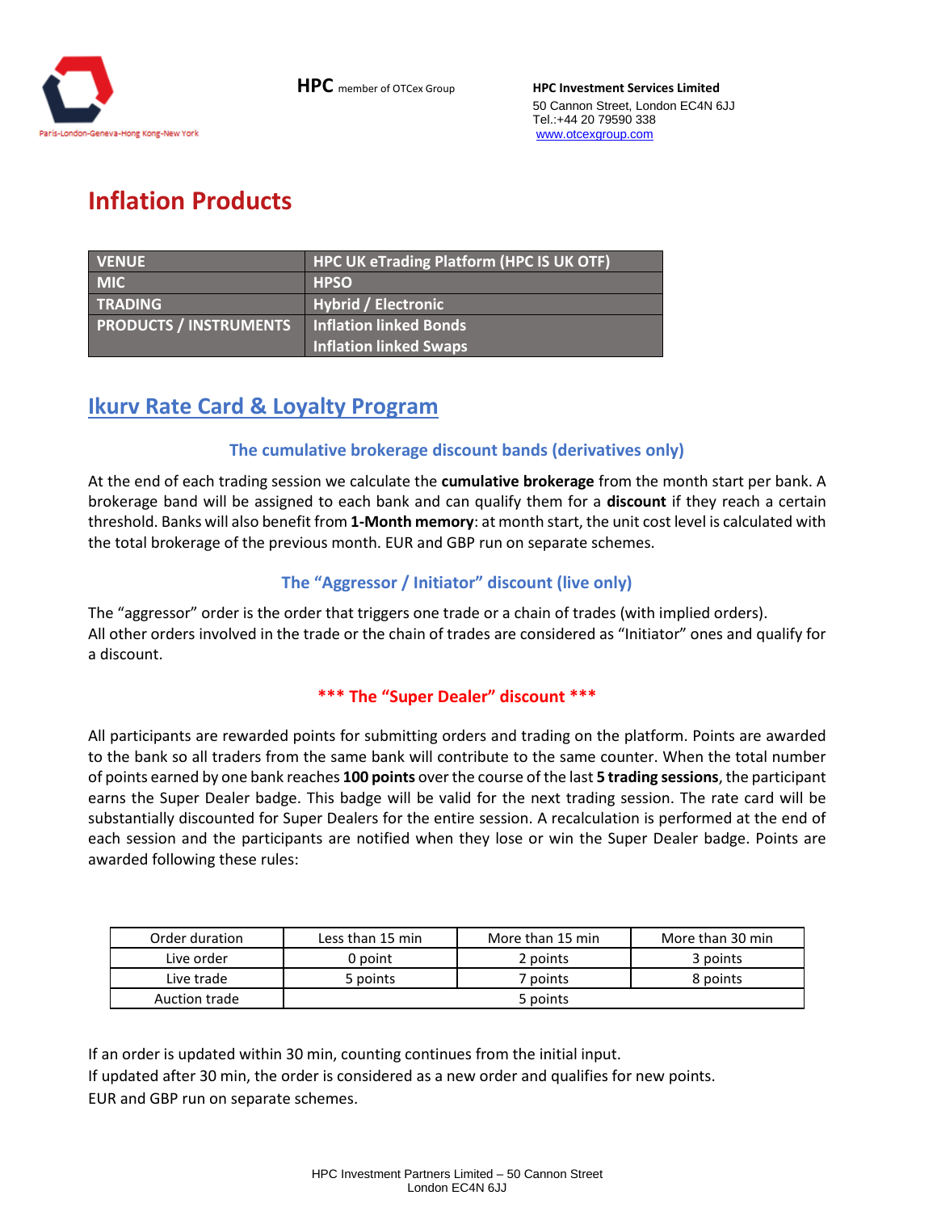# Inflation Products

| VENUE | HPC UK eTrading Platform (HPC IS UK OTF) |
|---|---|
| MIC | HPSO |
| TRADING | Hybrid / Electronic |
| PRODUCTS / INSTRUMENTS | Inflation linked Bonds<br>Inflation linked Swaps |

## Ikurv Rate Card & Loyalty Program

### The cumulative brokerage discount bands (derivatives only)

At the end of each trading session we calculate the **cumulative brokerage** from the month start per bank. A brokerage band will be assigned to each bank and can qualify them for a **discount** if they reach a certain threshold. Banks will also benefit from **1-Month memory**: at month start, the unit cost level is calculated with the total brokerage of the previous month. EUR and GBP run on separate schemes.

### The "Aggressor / Initiator" discount (live only)

The "aggressor" order is the order that triggers one trade or a chain of trades (with implied orders).
All other orders involved in the trade or the chain of trades are considered as "Initiator" ones and qualify for a discount.

### *** The "Super Dealer" discount ***

All participants are rewarded points for submitting orders and trading on the platform. Points are awarded to the bank so all traders from the same bank will contribute to the same counter. When the total number of points earned by one bank reaches **100 points** over the course of the last **5 trading sessions**, the participant earns the Super Dealer badge. This badge will be valid for the next trading session. The rate card will be substantially discounted for Super Dealers for the entire session. A recalculation is performed at the end of each session and the participants are notified when they lose or win the Super Dealer badge. Points are awarded following these rules:

| Order duration | Less than 15 min | More than 15 min | More than 30 min |
|---|---|---|---|
| Live order | 0 point | 2 points | 3 points |
| Live trade | 5 points | 7 points | 8 points |
| Auction trade | 5 points | | |

If an order is updated within 30 min, counting continues from the initial input.
If updated after 30 min, the order is considered as a new order and qualifies for new points.
EUR and GBP run on separate schemes.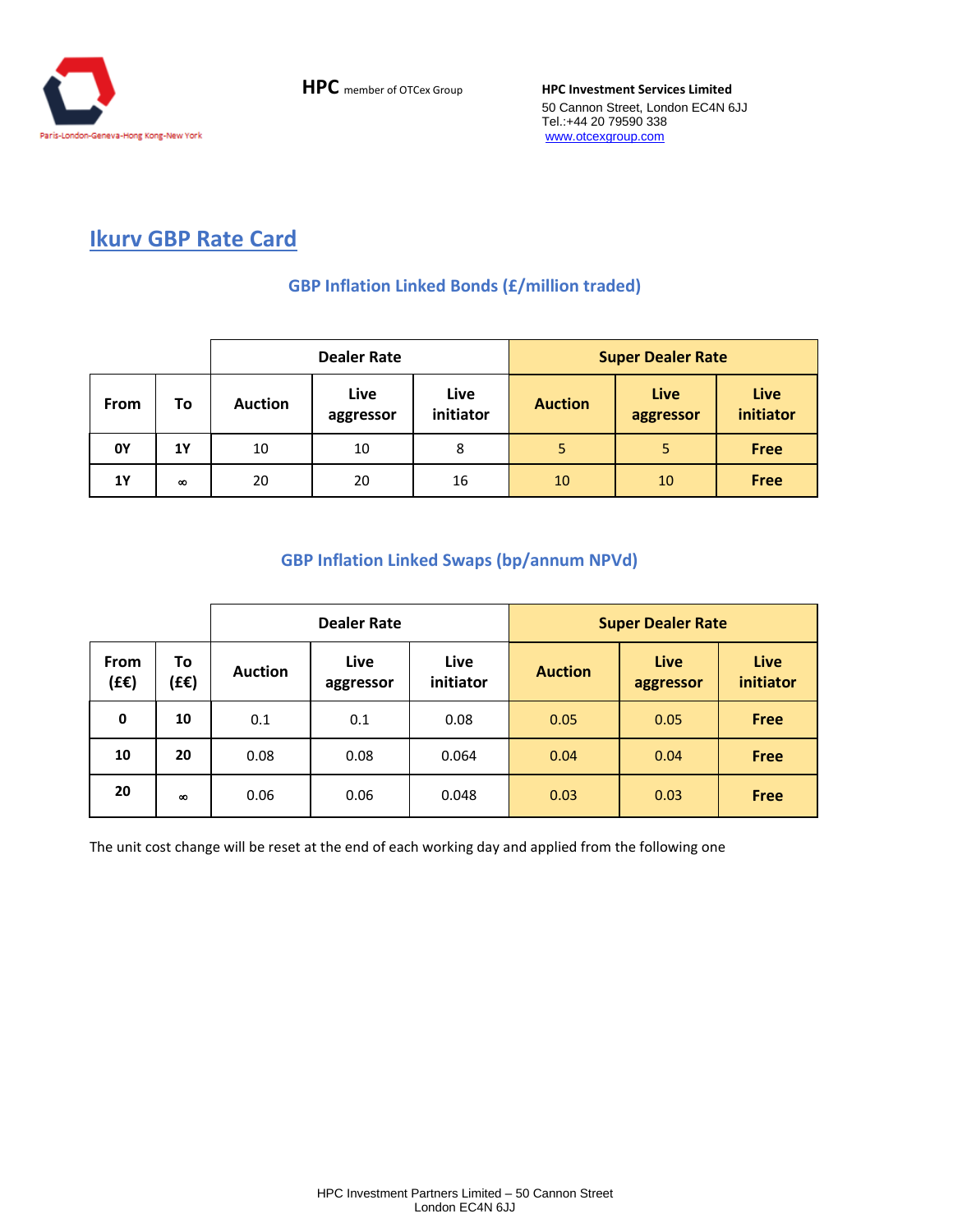HPC member of OTCex Group

**HPC Investment Services Limited**
50 Cannon Street, London EC4N 6JJ
Tel.:+44 20 79590 338
www.otcexgroup.com

# Ikurv GBP Rate Card

## GBP Inflation Linked Bonds (£/million traded)

| | | Dealer Rate | | | Super Dealer Rate | | |
|---|---|---|---|---|---|---|---|
| **From** | **To** | **Auction** | **Live aggressor** | **Live initiator** | **Auction** | **Live aggressor** | **Live initiator** |
| **0Y** | **1Y** | 10 | 10 | 8 | 5 | 5 | **Free** |
| **1Y** | **∞** | 20 | 20 | 16 | 10 | 10 | **Free** |

## GBP Inflation Linked Swaps (bp/annum NPVd)

| | | Dealer Rate | | | Super Dealer Rate | | |
|---|---|---|---|---|---|---|---|
| **From (£€)** | **To (£€)** | **Auction** | **Live aggressor** | **Live initiator** | **Auction** | **Live aggressor** | **Live initiator** |
| **0** | **10** | 0.1 | 0.1 | 0.08 | 0.05 | 0.05 | **Free** |
| **10** | **20** | 0.08 | 0.08 | 0.064 | 0.04 | 0.04 | **Free** |
| **20** | **∞** | 0.06 | 0.06 | 0.048 | 0.03 | 0.03 | **Free** |

The unit cost change will be reset at the end of each working day and applied from the following one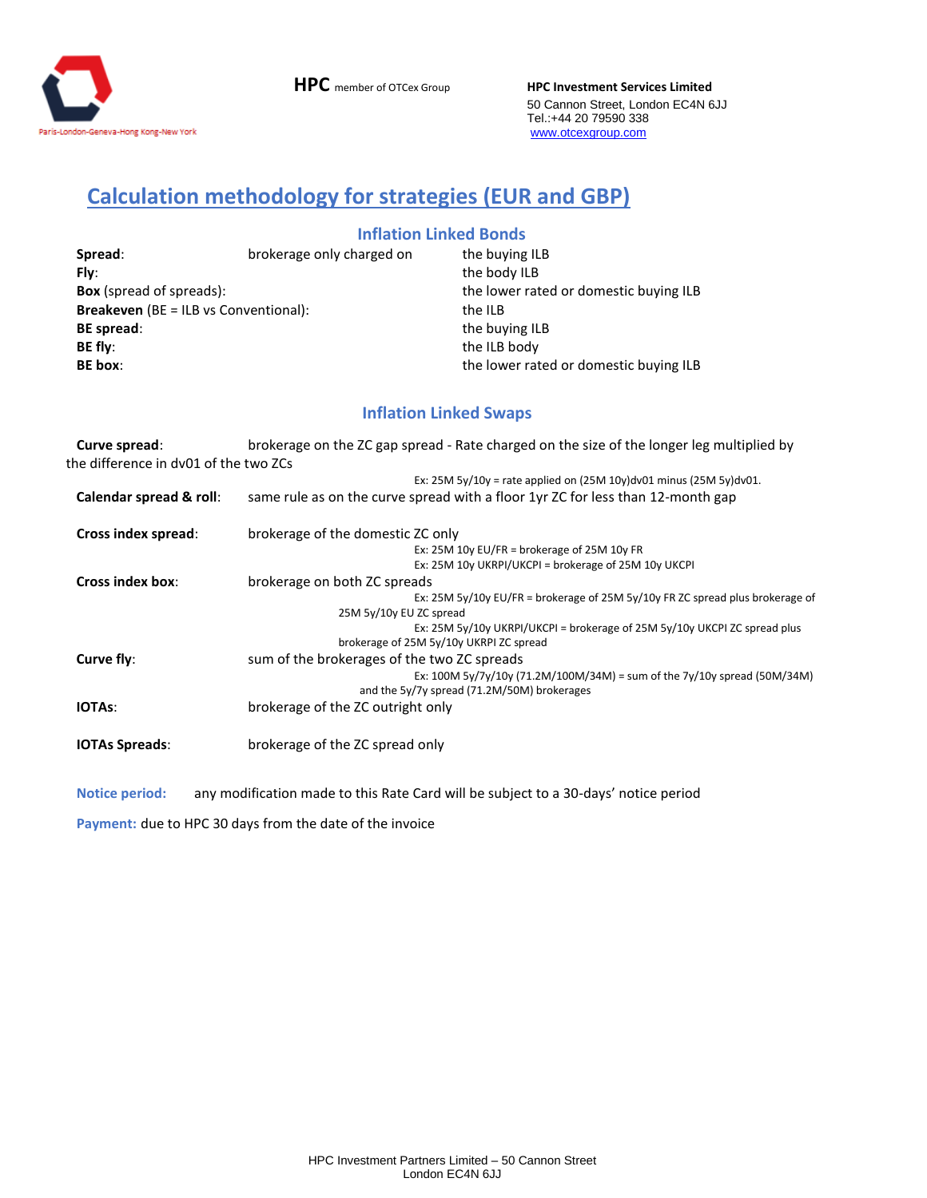HPC member of OTCex Group

**HPC Investment Services Limited**
50 Cannon Street, London EC4N 6JJ
Tel.:+44 20 79590 338
www.otcexgroup.com

Paris-London-Geneva-Hong Kong-New York

# Calculation methodology for strategies (EUR and GBP)

## Inflation Linked Bonds

| | | |
|---|---|---|
| **Spread**: | brokerage only charged on | the buying ILB |
| **Fly**: | | the body ILB |
| **Box** (spread of spreads): | | the lower rated or domestic buying ILB |
| **Breakeven** (BE = ILB vs Conventional): | | the ILB |
| **BE spread**: | | the buying ILB |
| **BE fly**: | | the ILB body |
| **BE box**: | | the lower rated or domestic buying ILB |

## Inflation Linked Swaps

**Curve spread**: brokerage on the ZC gap spread - Rate charged on the size of the longer leg multiplied by the difference in dv01 of the two ZCs

Ex: 25M 5y/10y = rate applied on (25M 10y)dv01 minus (25M 5y)dv01.

**Calendar spread & roll**: same rule as on the curve spread with a floor 1yr ZC for less than 12-month gap

**Cross index spread**: brokerage of the domestic ZC only

Ex: 25M 10y EU/FR = brokerage of 25M 10y FR
Ex: 25M 10y UKRPI/UKCPI = brokerage of 25M 10y UKCPI

**Cross index box**: brokerage on both ZC spreads

Ex: 25M 5y/10y EU/FR = brokerage of 25M 5y/10y FR ZC spread plus brokerage of 25M 5y/10y EU ZC spread
Ex: 25M 5y/10y UKRPI/UKCPI = brokerage of 25M 5y/10y UKCPI ZC spread plus brokerage of 25M 5y/10y UKRPI ZC spread

**Curve fly**: sum of the brokerages of the two ZC spreads

Ex: 100M 5y/7y/10y (71.2M/100M/34M) = sum of the 7y/10y spread (50M/34M) and the 5y/7y spread (71.2M/50M) brokerages

**IOTAs**: brokerage of the ZC outright only

**IOTAs Spreads**: brokerage of the ZC spread only

**Notice period:** any modification made to this Rate Card will be subject to a 30-days' notice period

**Payment:** due to HPC 30 days from the date of the invoice